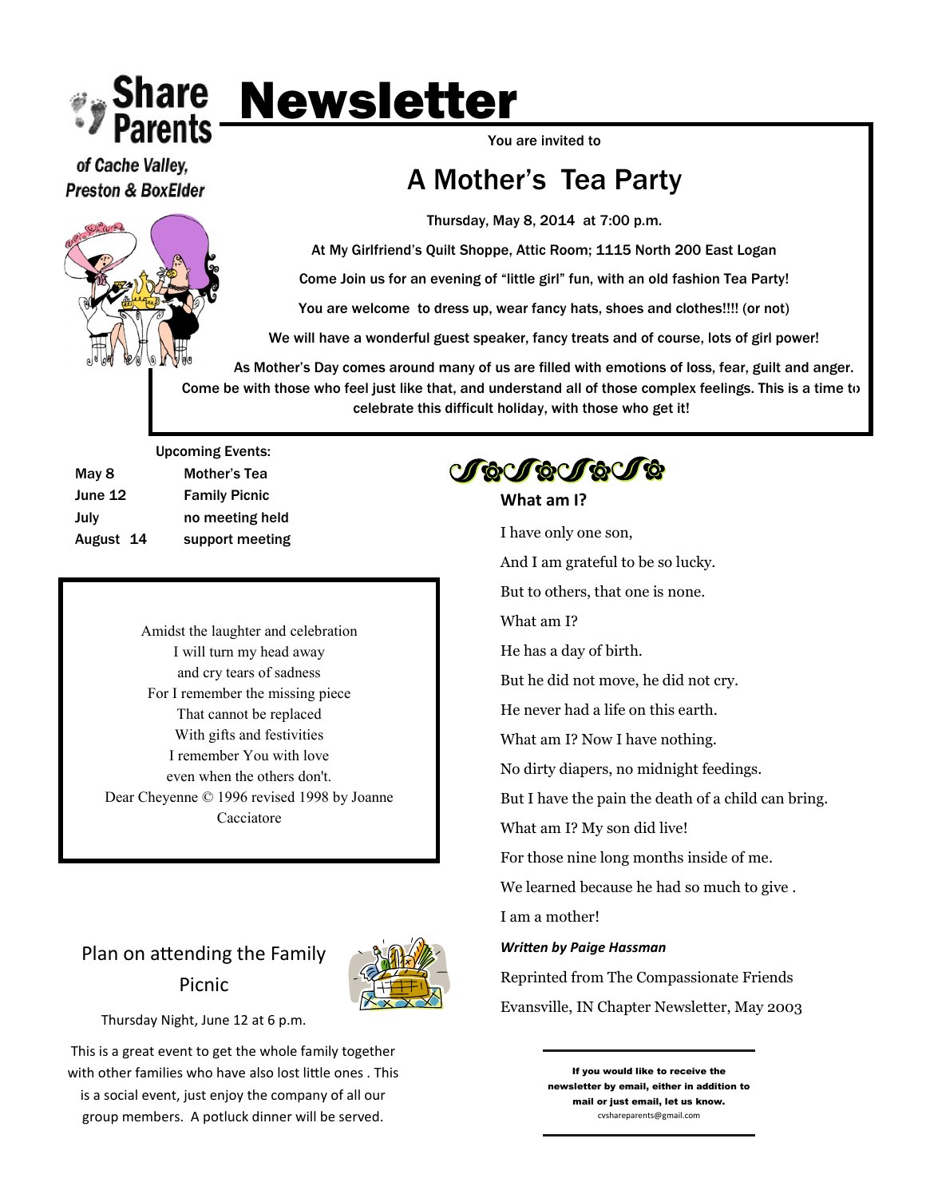# Share Parents Newsletter

of Cache Valley, Preston & BoxElder

You are invited to

## A Mother's Tea Party

Thursday, May 8, 2014 at 7:00 p.m.

At My Girlfriend's Quilt Shoppe, Attic Room; 1115 North 200 East Logan

Come Join us for an evening of "little girl" fun, with an old fashion Tea Party!

You are welcome to dress up, wear fancy hats, shoes and clothes!!!! (or not)

We will have a wonderful guest speaker, fancy treats and of course, lots of girl power!

As Mother's Day comes around many of us are filled with emotions of loss, fear, guilt and anger. Come be with those who feel just like that, and understand all of those complex feelings. This is a time to celebrate this difficult holiday, with those who get it!

**Upcoming Events:**

| | |
|---|---|
| **May 8** | **Mother's Tea** |
| **June 12** | **Family Picnic** |
| **July** | **no meeting held** |
| **August 14** | **support meeting** |

Amidst the laughter and celebration
I will turn my head away
and cry tears of sadness
For I remember the missing piece
That cannot be replaced
With gifts and festivities
I remember You with love
even when the others don't.
Dear Cheyenne © 1996 revised 1998 by Joanne Cacciatore

## Plan on attending the Family Picnic

Thursday Night, June 12 at 6 p.m.

This is a great event to get the whole family together with other families who have also lost little ones . This is a social event, just enjoy the company of all our group members. A potluck dinner will be served.

### What am I?

I have only one son,

And I am grateful to be so lucky.

But to others, that one is none.

What am I?

He has a day of birth.

But he did not move, he did not cry.

He never had a life on this earth.

What am I? Now I have nothing.

No dirty diapers, no midnight feedings.

But I have the pain the death of a child can bring.

What am I? My son did live!

For those nine long months inside of me.

We learned because he had so much to give .

I am a mother!

***Written by Paige Hassman***

Reprinted from The Compassionate Friends

Evansville, IN Chapter Newsletter, May 2003

**If you would like to receive the newsletter by email, either in addition to mail or just email, let us know.**
cvshareparents@gmail.com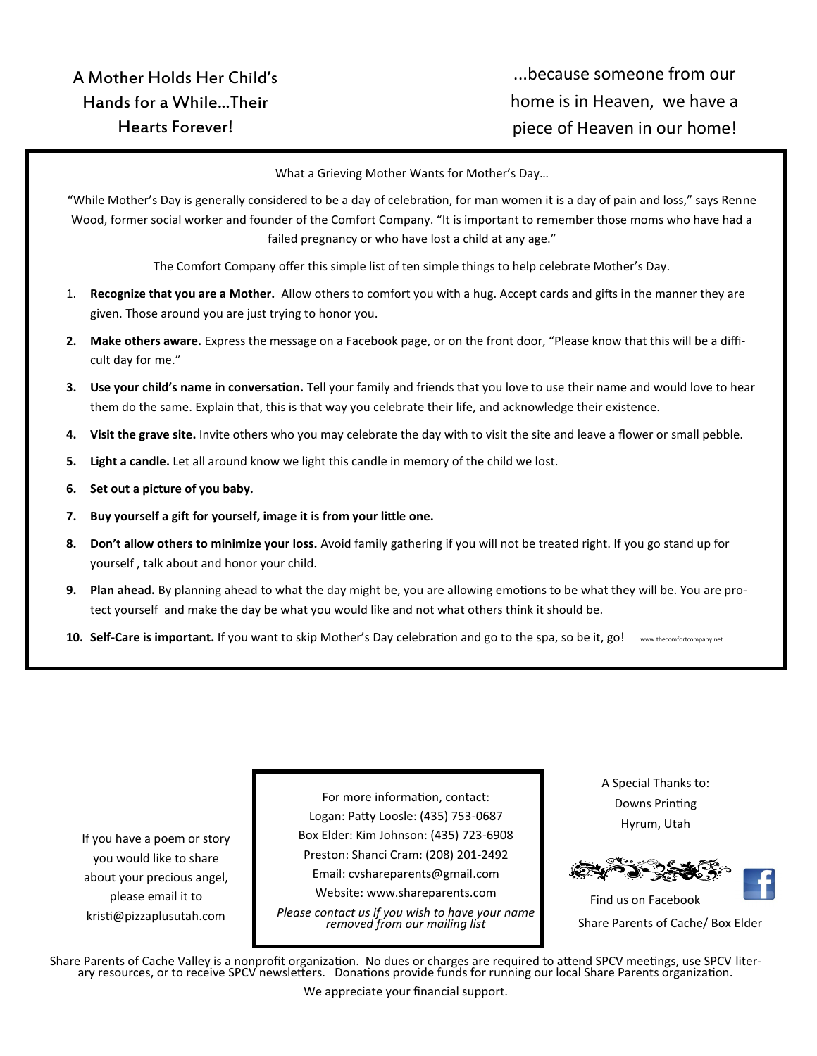A Mother Holds Her Child's Hands for a While...Their Hearts Forever!

...because someone from our home is in Heaven, we have a piece of Heaven in our home!

What a Grieving Mother Wants for Mother's Day…

"While Mother's Day is generally considered to be a day of celebration, for man women it is a day of pain and loss," says Renne Wood, former social worker and founder of the Comfort Company. "It is important to remember those moms who have had a failed pregnancy or who have lost a child at any age."

The Comfort Company offer this simple list of ten simple things to help celebrate Mother's Day.

1. **Recognize that you are a Mother.** Allow others to comfort you with a hug. Accept cards and gifts in the manner they are given. Those around you are just trying to honor you.
2. **Make others aware.** Express the message on a Facebook page, or on the front door, "Please know that this will be a difficult day for me."
3. **Use your child's name in conversation.** Tell your family and friends that you love to use their name and would love to hear them do the same. Explain that, this is that way you celebrate their life, and acknowledge their existence.
4. **Visit the grave site.** Invite others who you may celebrate the day with to visit the site and leave a flower or small pebble.
5. **Light a candle.** Let all around know we light this candle in memory of the child we lost.
6. **Set out a picture of you baby.**
7. **Buy yourself a gift for yourself, image it is from your little one.**
8. **Don't allow others to minimize your loss.** Avoid family gathering if you will not be treated right. If you go stand up for yourself , talk about and honor your child.
9. **Plan ahead.** By planning ahead to what the day might be, you are allowing emotions to be what they will be. You are protect yourself and make the day be what you would like and not what others think it should be.
10. **Self-Care is important.** If you want to skip Mother's Day celebration and go to the spa, so be it, go! www.thecomfortcompany.net

If you have a poem or story you would like to share about your precious angel, please email it to kristi@pizzaplusutah.com

For more information, contact:
Logan: Patty Loosle: (435) 753-0687
Box Elder: Kim Johnson: (435) 723-6908
Preston: Shanci Cram: (208) 201-2492
Email: cvshareparents@gmail.com
Website: www.shareparents.com

*Please contact us if you wish to have your name removed from our mailing list*

A Special Thanks to:
Downs Printing
Hyrum, Utah

Find us on Facebook
Share Parents of Cache/ Box Elder

Share Parents of Cache Valley is a nonprofit organization. No dues or charges are required to attend SPCV meetings, use SPCV literary resources, or to receive SPCV newsletters. Donations provide funds for running our local Share Parents organization.

We appreciate your financial support.